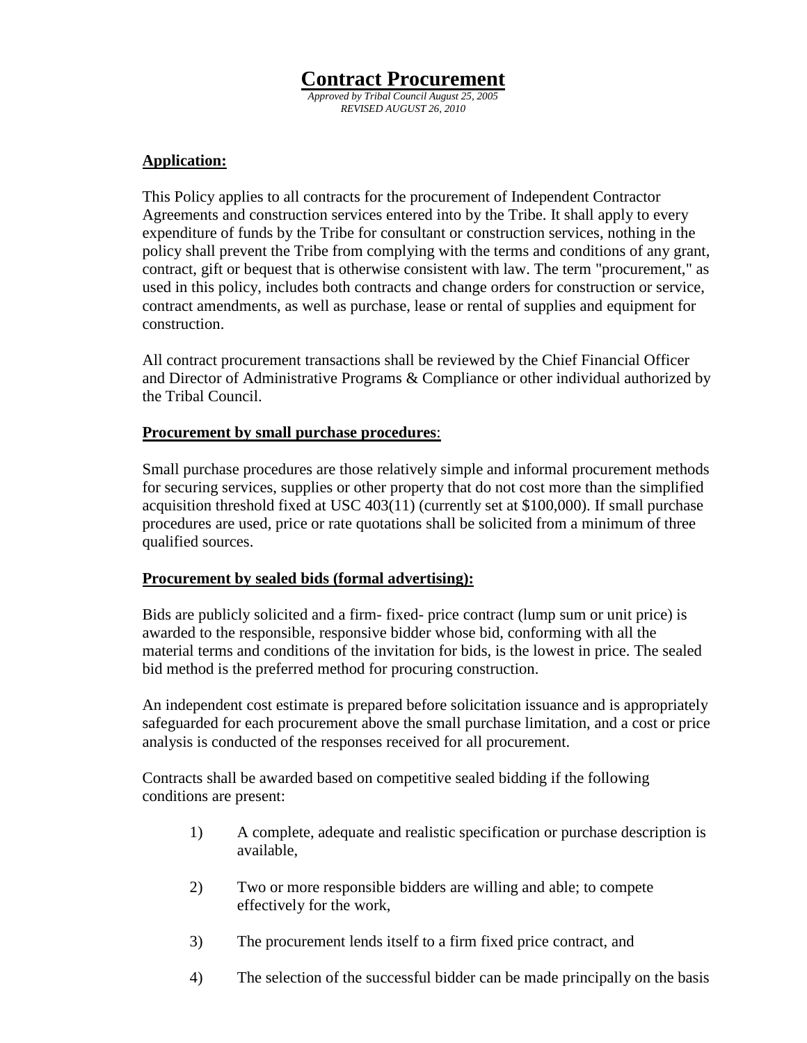# Contract Procurement

*Approved by Tribal Council August 25, 2005*
*REVISED AUGUST 26, 2010*

**Application:**

This Policy applies to all contracts for the procurement of Independent Contractor Agreements and construction services entered into by the Tribe. It shall apply to every expenditure of funds by the Tribe for consultant or construction services, nothing in the policy shall prevent the Tribe from complying with the terms and conditions of any grant, contract, gift or bequest that is otherwise consistent with law. The term "procurement," as used in this policy, includes both contracts and change orders for construction or service, contract amendments, as well as purchase, lease or rental of supplies and equipment for construction.

All contract procurement transactions shall be reviewed by the Chief Financial Officer and Director of Administrative Programs & Compliance or other individual authorized by the Tribal Council.

**Procurement by small purchase procedures**:

Small purchase procedures are those relatively simple and informal procurement methods for securing services, supplies or other property that do not cost more than the simplified acquisition threshold fixed at USC 403(11) (currently set at $100,000). If small purchase procedures are used, price or rate quotations shall be solicited from a minimum of three qualified sources.

**Procurement by sealed bids (formal advertising):**

Bids are publicly solicited and a firm- fixed- price contract (lump sum or unit price) is awarded to the responsible, responsive bidder whose bid, conforming with all the material terms and conditions of the invitation for bids, is the lowest in price. The sealed bid method is the preferred method for procuring construction.

An independent cost estimate is prepared before solicitation issuance and is appropriately safeguarded for each procurement above the small purchase limitation, and a cost or price analysis is conducted of the responses received for all procurement.

Contracts shall be awarded based on competitive sealed bidding if the following conditions are present:

1) A complete, adequate and realistic specification or purchase description is available,

2) Two or more responsible bidders are willing and able; to compete effectively for the work,

3) The procurement lends itself to a firm fixed price contract, and

4) The selection of the successful bidder can be made principally on the basis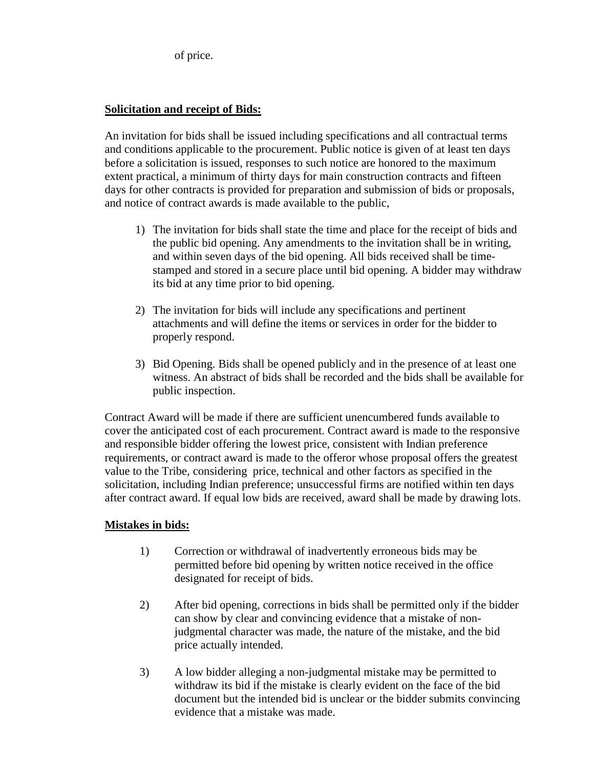of price.

**Solicitation and receipt of Bids:**

An invitation for bids shall be issued including specifications and all contractual terms and conditions applicable to the procurement. Public notice is given of at least ten days before a solicitation is issued, responses to such notice are honored to the maximum extent practical, a minimum of thirty days for main construction contracts and fifteen days for other contracts is provided for preparation and submission of bids or proposals, and notice of contract awards is made available to the public,

1) The invitation for bids shall state the time and place for the receipt of bids and the public bid opening. Any amendments to the invitation shall be in writing, and within seven days of the bid opening. All bids received shall be time-stamped and stored in a secure place until bid opening. A bidder may withdraw its bid at any time prior to bid opening.

2) The invitation for bids will include any specifications and pertinent attachments and will define the items or services in order for the bidder to properly respond.

3) Bid Opening. Bids shall be opened publicly and in the presence of at least one witness. An abstract of bids shall be recorded and the bids shall be available for public inspection.

Contract Award will be made if there are sufficient unencumbered funds available to cover the anticipated cost of each procurement. Contract award is made to the responsive and responsible bidder offering the lowest price, consistent with Indian preference requirements, or contract award is made to the offeror whose proposal offers the greatest value to the Tribe, considering price, technical and other factors as specified in the solicitation, including Indian preference; unsuccessful firms are notified within ten days after contract award. If equal low bids are received, award shall be made by drawing lots.

**Mistakes in bids:**

1) Correction or withdrawal of inadvertently erroneous bids may be permitted before bid opening by written notice received in the office designated for receipt of bids.

2) After bid opening, corrections in bids shall be permitted only if the bidder can show by clear and convincing evidence that a mistake of non-judgmental character was made, the nature of the mistake, and the bid price actually intended.

3) A low bidder alleging a non-judgmental mistake may be permitted to withdraw its bid if the mistake is clearly evident on the face of the bid document but the intended bid is unclear or the bidder submits convincing evidence that a mistake was made.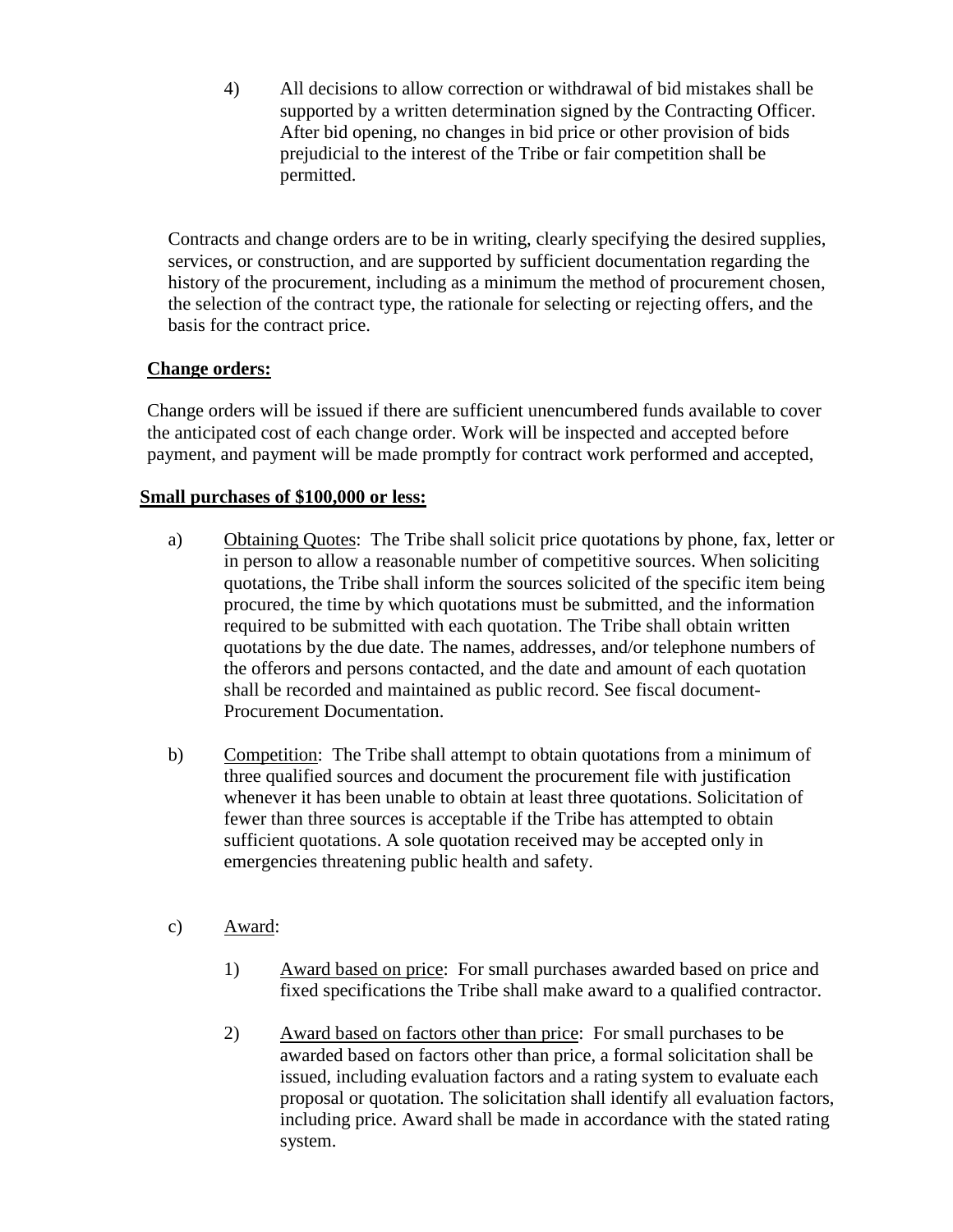4) All decisions to allow correction or withdrawal of bid mistakes shall be supported by a written determination signed by the Contracting Officer. After bid opening, no changes in bid price or other provision of bids prejudicial to the interest of the Tribe or fair competition shall be permitted.

Contracts and change orders are to be in writing, clearly specifying the desired supplies, services, or construction, and are supported by sufficient documentation regarding the history of the procurement, including as a minimum the method of procurement chosen, the selection of the contract type, the rationale for selecting or rejecting offers, and the basis for the contract price.

**Change orders:**

Change orders will be issued if there are sufficient unencumbered funds available to cover the anticipated cost of each change order. Work will be inspected and accepted before payment, and payment will be made promptly for contract work performed and accepted,

**Small purchases of $100,000 or less:**

a) Obtaining Quotes: The Tribe shall solicit price quotations by phone, fax, letter or in person to allow a reasonable number of competitive sources. When soliciting quotations, the Tribe shall inform the sources solicited of the specific item being procured, the time by which quotations must be submitted, and the information required to be submitted with each quotation. The Tribe shall obtain written quotations by the due date. The names, addresses, and/or telephone numbers of the offerors and persons contacted, and the date and amount of each quotation shall be recorded and maintained as public record. See fiscal document-Procurement Documentation.

b) Competition: The Tribe shall attempt to obtain quotations from a minimum of three qualified sources and document the procurement file with justification whenever it has been unable to obtain at least three quotations. Solicitation of fewer than three sources is acceptable if the Tribe has attempted to obtain sufficient quotations. A sole quotation received may be accepted only in emergencies threatening public health and safety.

c) Award:

1) Award based on price: For small purchases awarded based on price and fixed specifications the Tribe shall make award to a qualified contractor.

2) Award based on factors other than price: For small purchases to be awarded based on factors other than price, a formal solicitation shall be issued, including evaluation factors and a rating system to evaluate each proposal or quotation. The solicitation shall identify all evaluation factors, including price. Award shall be made in accordance with the stated rating system.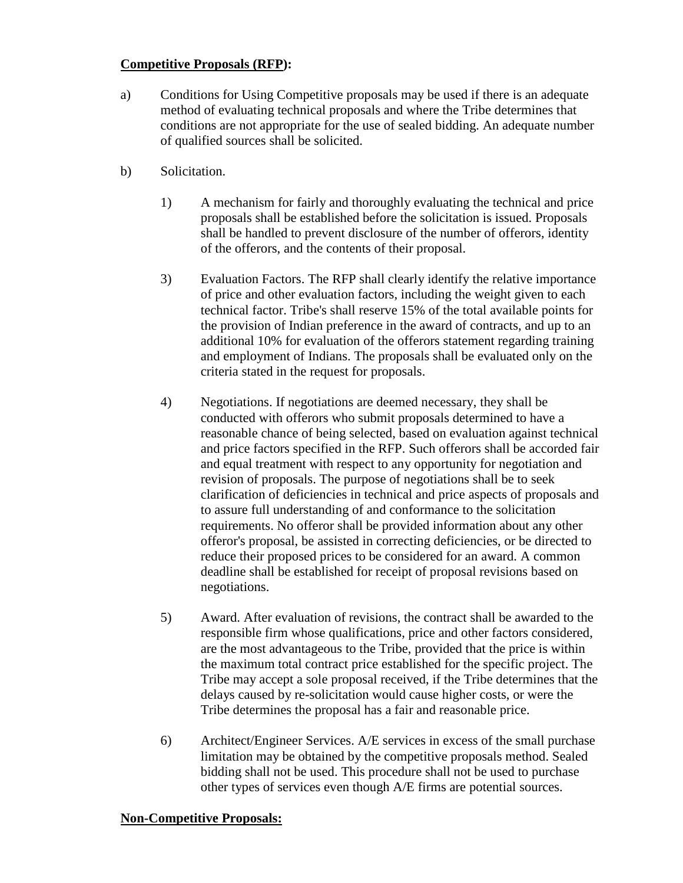**Competitive Proposals (RFP):**

a) Conditions for Using Competitive proposals may be used if there is an adequate method of evaluating technical proposals and where the Tribe determines that conditions are not appropriate for the use of sealed bidding. An adequate number of qualified sources shall be solicited.

b) Solicitation.

1) A mechanism for fairly and thoroughly evaluating the technical and price proposals shall be established before the solicitation is issued. Proposals shall be handled to prevent disclosure of the number of offerors, identity of the offerors, and the contents of their proposal.

3) Evaluation Factors. The RFP shall clearly identify the relative importance of price and other evaluation factors, including the weight given to each technical factor. Tribe's shall reserve 15% of the total available points for the provision of Indian preference in the award of contracts, and up to an additional 10% for evaluation of the offerors statement regarding training and employment of Indians. The proposals shall be evaluated only on the criteria stated in the request for proposals.

4) Negotiations. If negotiations are deemed necessary, they shall be conducted with offerors who submit proposals determined to have a reasonable chance of being selected, based on evaluation against technical and price factors specified in the RFP. Such offerors shall be accorded fair and equal treatment with respect to any opportunity for negotiation and revision of proposals. The purpose of negotiations shall be to seek clarification of deficiencies in technical and price aspects of proposals and to assure full understanding of and conformance to the solicitation requirements. No offeror shall be provided information about any other offeror's proposal, be assisted in correcting deficiencies, or be directed to reduce their proposed prices to be considered for an award. A common deadline shall be established for receipt of proposal revisions based on negotiations.

5) Award. After evaluation of revisions, the contract shall be awarded to the responsible firm whose qualifications, price and other factors considered, are the most advantageous to the Tribe, provided that the price is within the maximum total contract price established for the specific project. The Tribe may accept a sole proposal received, if the Tribe determines that the delays caused by re-solicitation would cause higher costs, or were the Tribe determines the proposal has a fair and reasonable price.

6) Architect/Engineer Services. A/E services in excess of the small purchase limitation may be obtained by the competitive proposals method. Sealed bidding shall not be used. This procedure shall not be used to purchase other types of services even though A/E firms are potential sources.

**Non-Competitive Proposals:**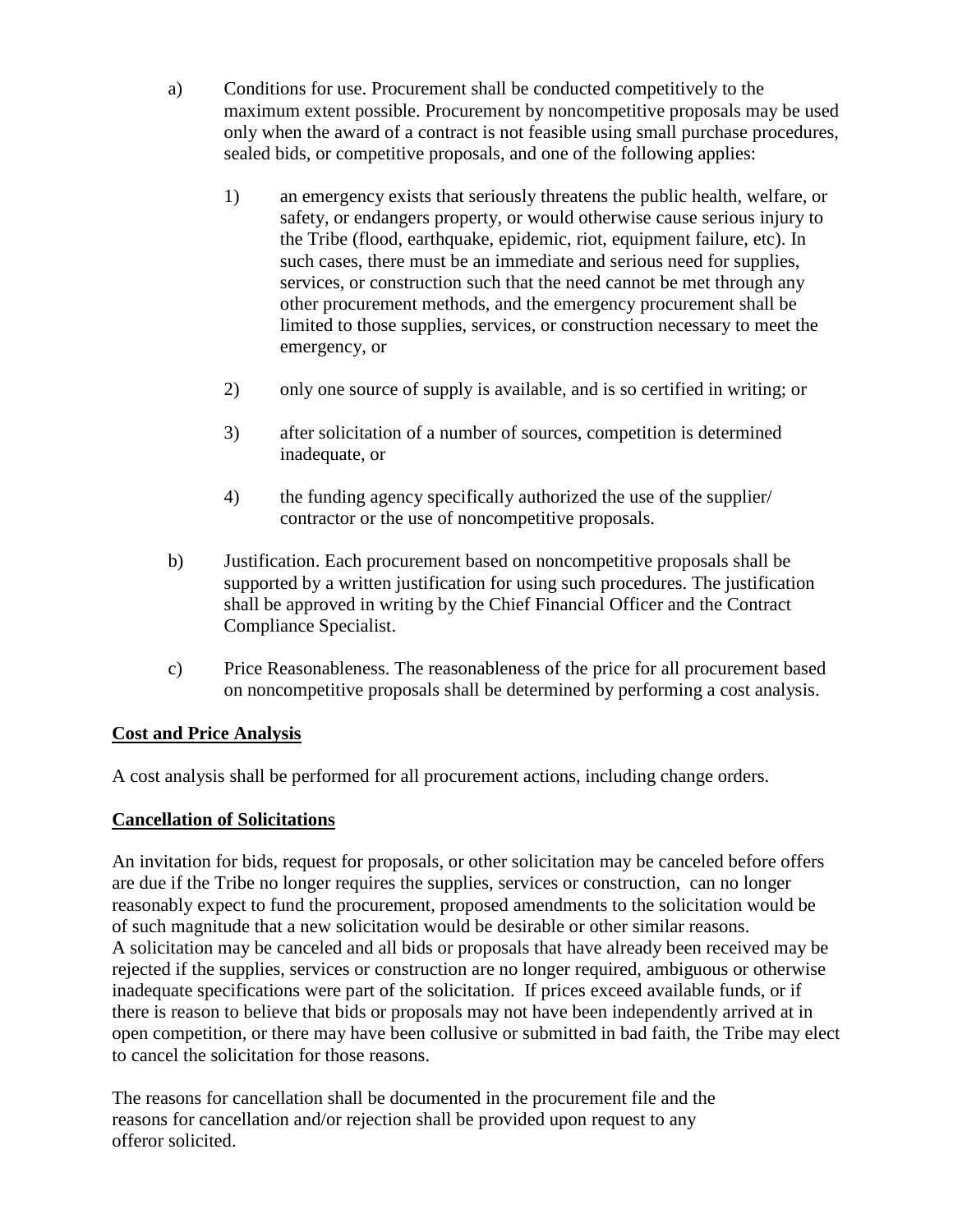a) Conditions for use. Procurement shall be conducted competitively to the maximum extent possible. Procurement by noncompetitive proposals may be used only when the award of a contract is not feasible using small purchase procedures, sealed bids, or competitive proposals, and one of the following applies:

   1) an emergency exists that seriously threatens the public health, welfare, or safety, or endangers property, or would otherwise cause serious injury to the Tribe (flood, earthquake, epidemic, riot, equipment failure, etc). In such cases, there must be an immediate and serious need for supplies, services, or construction such that the need cannot be met through any other procurement methods, and the emergency procurement shall be limited to those supplies, services, or construction necessary to meet the emergency, or

   2) only one source of supply is available, and is so certified in writing; or

   3) after solicitation of a number of sources, competition is determined inadequate, or

   4) the funding agency specifically authorized the use of the supplier/ contractor or the use of noncompetitive proposals.

b) Justification. Each procurement based on noncompetitive proposals shall be supported by a written justification for using such procedures. The justification shall be approved in writing by the Chief Financial Officer and the Contract Compliance Specialist.

c) Price Reasonableness. The reasonableness of the price for all procurement based on noncompetitive proposals shall be determined by performing a cost analysis.

**Cost and Price Analysis**

A cost analysis shall be performed for all procurement actions, including change orders.

**Cancellation of Solicitations**

An invitation for bids, request for proposals, or other solicitation may be canceled before offers are due if the Tribe no longer requires the supplies, services or construction, can no longer reasonably expect to fund the procurement, proposed amendments to the solicitation would be of such magnitude that a new solicitation would be desirable or other similar reasons. A solicitation may be canceled and all bids or proposals that have already been received may be rejected if the supplies, services or construction are no longer required, ambiguous or otherwise inadequate specifications were part of the solicitation. If prices exceed available funds, or if there is reason to believe that bids or proposals may not have been independently arrived at in open competition, or there may have been collusive or submitted in bad faith, the Tribe may elect to cancel the solicitation for those reasons.

The reasons for cancellation shall be documented in the procurement file and the reasons for cancellation and/or rejection shall be provided upon request to any offeror solicited.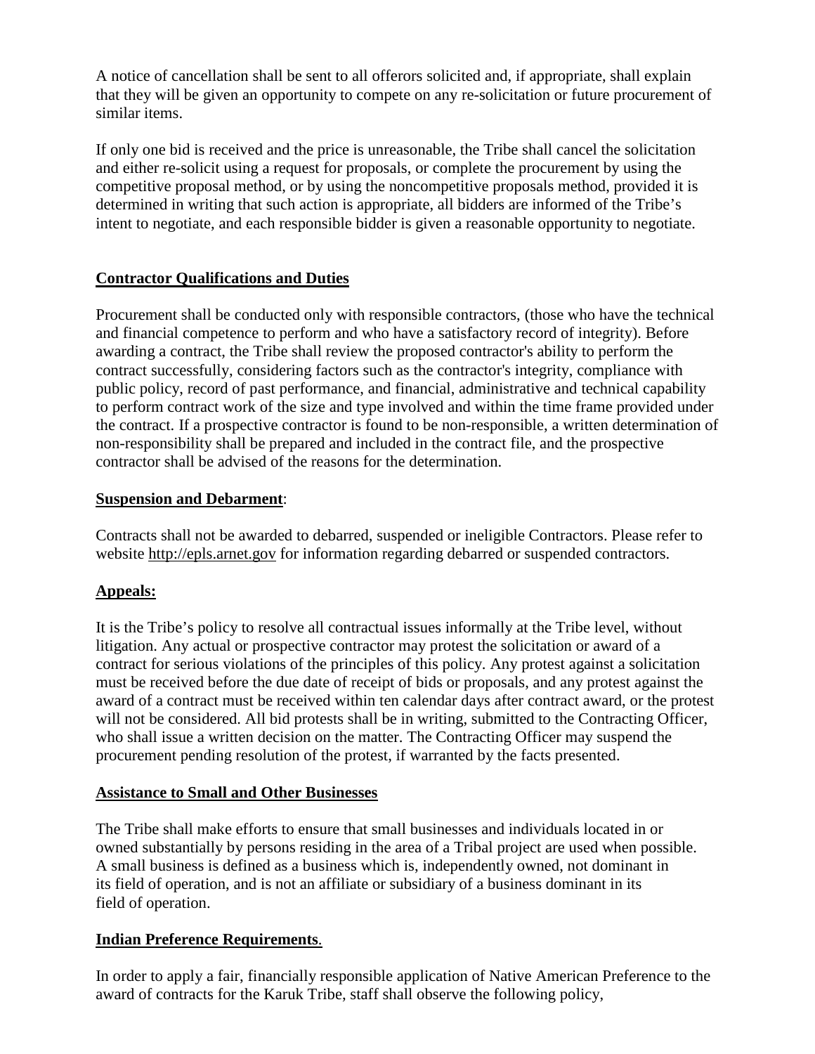A notice of cancellation shall be sent to all offerors solicited and, if appropriate, shall explain that they will be given an opportunity to compete on any re-solicitation or future procurement of similar items.

If only one bid is received and the price is unreasonable, the Tribe shall cancel the solicitation and either re-solicit using a request for proposals, or complete the procurement by using the competitive proposal method, or by using the noncompetitive proposals method, provided it is determined in writing that such action is appropriate, all bidders are informed of the Tribe's intent to negotiate, and each responsible bidder is given a reasonable opportunity to negotiate.

**Contractor Qualifications and Duties**

Procurement shall be conducted only with responsible contractors, (those who have the technical and financial competence to perform and who have a satisfactory record of integrity). Before awarding a contract, the Tribe shall review the proposed contractor's ability to perform the contract successfully, considering factors such as the contractor's integrity, compliance with public policy, record of past performance, and financial, administrative and technical capability to perform contract work of the size and type involved and within the time frame provided under the contract. If a prospective contractor is found to be non-responsible, a written determination of non-responsibility shall be prepared and included in the contract file, and the prospective contractor shall be advised of the reasons for the determination.

**Suspension and Debarment**:

Contracts shall not be awarded to debarred, suspended or ineligible Contractors. Please refer to website http://epls.arnet.gov for information regarding debarred or suspended contractors.

**Appeals:**

It is the Tribe's policy to resolve all contractual issues informally at the Tribe level, without litigation. Any actual or prospective contractor may protest the solicitation or award of a contract for serious violations of the principles of this policy. Any protest against a solicitation must be received before the due date of receipt of bids or proposals, and any protest against the award of a contract must be received within ten calendar days after contract award, or the protest will not be considered. All bid protests shall be in writing, submitted to the Contracting Officer, who shall issue a written decision on the matter. The Contracting Officer may suspend the procurement pending resolution of the protest, if warranted by the facts presented.

**Assistance to Small and Other Businesses**

The Tribe shall make efforts to ensure that small businesses and individuals located in or owned substantially by persons residing in the area of a Tribal project are used when possible. A small business is defined as a business which is, independently owned, not dominant in its field of operation, and is not an affiliate or subsidiary of a business dominant in its field of operation.

**Indian Preference Requirements**.

In order to apply a fair, financially responsible application of Native American Preference to the award of contracts for the Karuk Tribe, staff shall observe the following policy,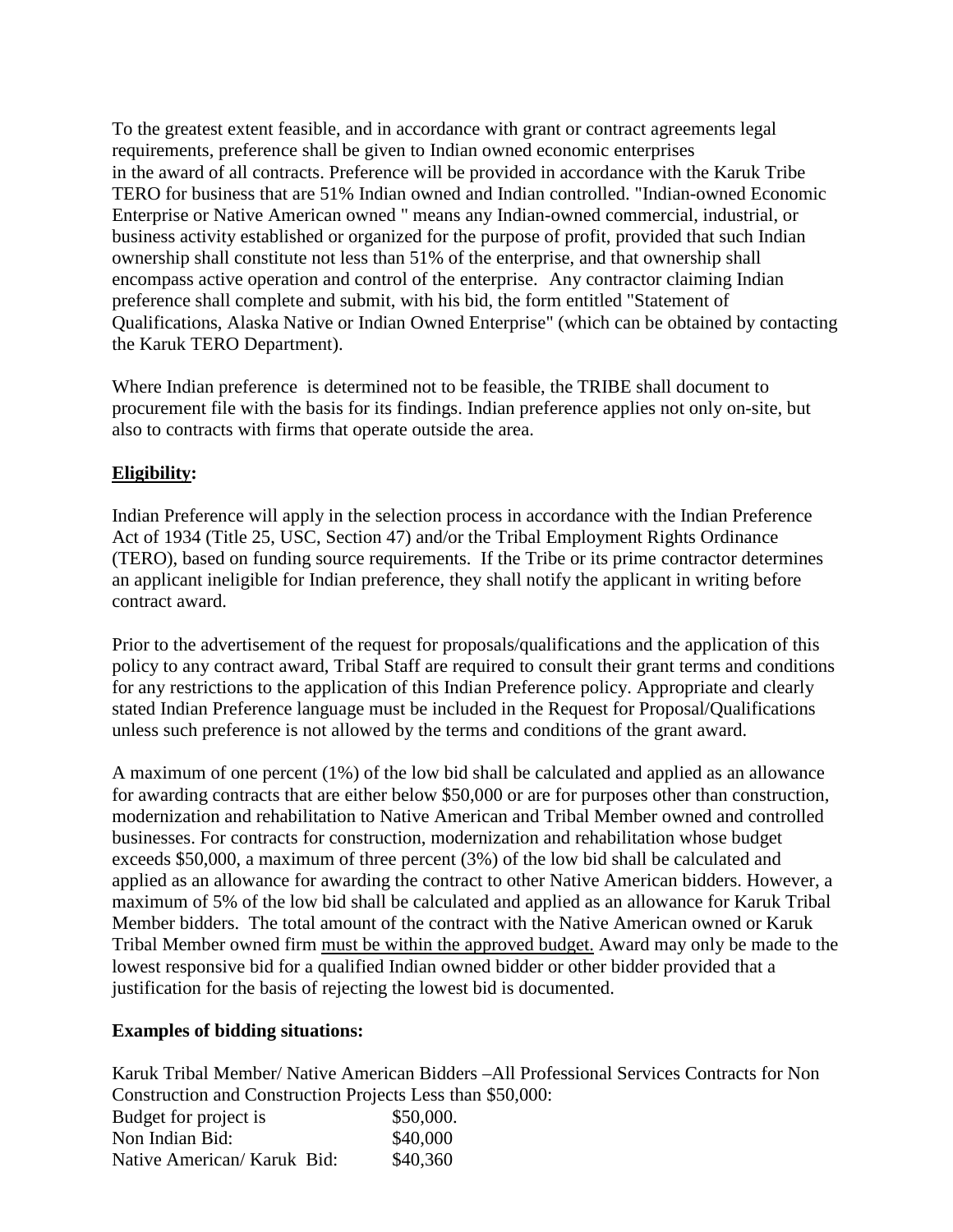To the greatest extent feasible, and in accordance with grant or contract agreements legal requirements, preference shall be given to Indian owned economic enterprises in the award of all contracts. Preference will be provided in accordance with the Karuk Tribe TERO for business that are 51% Indian owned and Indian controlled. "Indian-owned Economic Enterprise or Native American owned " means any Indian-owned commercial, industrial, or business activity established or organized for the purpose of profit, provided that such Indian ownership shall constitute not less than 51% of the enterprise, and that ownership shall encompass active operation and control of the enterprise. Any contractor claiming Indian preference shall complete and submit, with his bid, the form entitled "Statement of Qualifications, Alaska Native or Indian Owned Enterprise" (which can be obtained by contacting the Karuk TERO Department).

Where Indian preference is determined not to be feasible, the TRIBE shall document to procurement file with the basis for its findings. Indian preference applies not only on-site, but also to contracts with firms that operate outside the area.

**Eligibility:**

Indian Preference will apply in the selection process in accordance with the Indian Preference Act of 1934 (Title 25, USC, Section 47) and/or the Tribal Employment Rights Ordinance (TERO), based on funding source requirements. If the Tribe or its prime contractor determines an applicant ineligible for Indian preference, they shall notify the applicant in writing before contract award.

Prior to the advertisement of the request for proposals/qualifications and the application of this policy to any contract award, Tribal Staff are required to consult their grant terms and conditions for any restrictions to the application of this Indian Preference policy. Appropriate and clearly stated Indian Preference language must be included in the Request for Proposal/Qualifications unless such preference is not allowed by the terms and conditions of the grant award.

A maximum of one percent (1%) of the low bid shall be calculated and applied as an allowance for awarding contracts that are either below $50,000 or are for purposes other than construction, modernization and rehabilitation to Native American and Tribal Member owned and controlled businesses. For contracts for construction, modernization and rehabilitation whose budget exceeds $50,000, a maximum of three percent (3%) of the low bid shall be calculated and applied as an allowance for awarding the contract to other Native American bidders. However, a maximum of 5% of the low bid shall be calculated and applied as an allowance for Karuk Tribal Member bidders. The total amount of the contract with the Native American owned or Karuk Tribal Member owned firm must be within the approved budget. Award may only be made to the lowest responsive bid for a qualified Indian owned bidder or other bidder provided that a justification for the basis of rejecting the lowest bid is documented.

**Examples of bidding situations:**

Karuk Tribal Member/ Native American Bidders –All Professional Services Contracts for Non Construction and Construction Projects Less than $50,000:

| | |
|---|---|
| Budget for project is | $50,000. |
| Non Indian Bid: | $40,000 |
| Native American/ Karuk Bid: | $40,360 |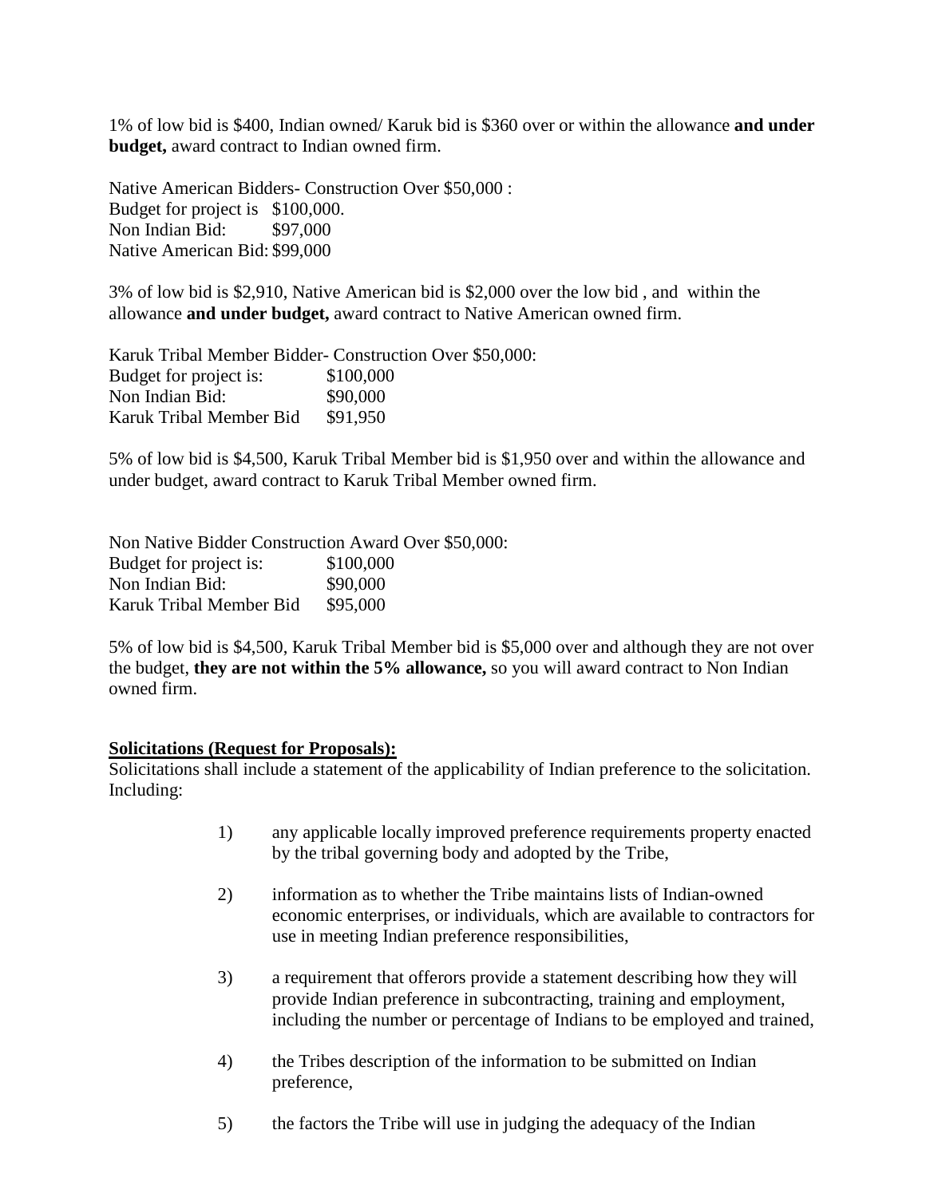1% of low bid is $400, Indian owned/ Karuk bid is $360 over or within the allowance **and under budget,** award contract to Indian owned firm.

Native American Bidders- Construction Over $50,000 :
Budget for project is $100,000.
Non Indian Bid: $97,000
Native American Bid: $99,000

3% of low bid is $2,910, Native American bid is $2,000 over the low bid , and within the allowance **and under budget,** award contract to Native American owned firm.

Karuk Tribal Member Bidder- Construction Over $50,000:
Budget for project is: $100,000
Non Indian Bid: $90,000
Karuk Tribal Member Bid $91,950

5% of low bid is $4,500, Karuk Tribal Member bid is $1,950 over and within the allowance and under budget, award contract to Karuk Tribal Member owned firm.

Non Native Bidder Construction Award Over $50,000:
Budget for project is: $100,000
Non Indian Bid: $90,000
Karuk Tribal Member Bid $95,000

5% of low bid is $4,500, Karuk Tribal Member bid is $5,000 over and although they are not over the budget, **they are not within the 5% allowance,** so you will award contract to Non Indian owned firm.

**Solicitations (Request for Proposals):**
Solicitations shall include a statement of the applicability of Indian preference to the solicitation. Including:

1) any applicable locally improved preference requirements property enacted by the tribal governing body and adopted by the Tribe,

2) information as to whether the Tribe maintains lists of Indian-owned economic enterprises, or individuals, which are available to contractors for use in meeting Indian preference responsibilities,

3) a requirement that offerors provide a statement describing how they will provide Indian preference in subcontracting, training and employment, including the number or percentage of Indians to be employed and trained,

4) the Tribes description of the information to be submitted on Indian preference,

5) the factors the Tribe will use in judging the adequacy of the Indian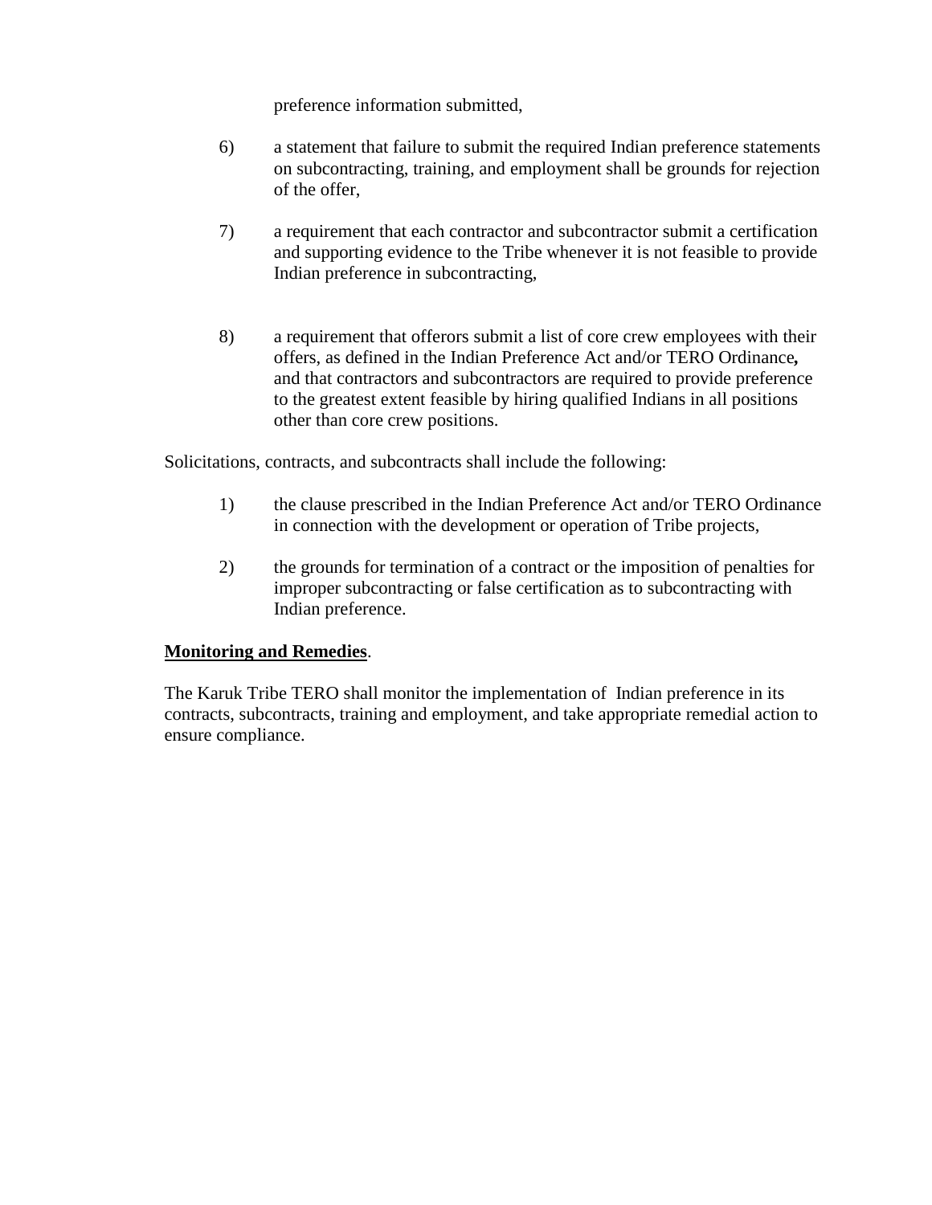preference information submitted,

6) a statement that failure to submit the required Indian preference statements on subcontracting, training, and employment shall be grounds for rejection of the offer,

7) a requirement that each contractor and subcontractor submit a certification and supporting evidence to the Tribe whenever it is not feasible to provide Indian preference in subcontracting,

8) a requirement that offerors submit a list of core crew employees with their offers, as defined in the Indian Preference Act and/or TERO Ordinance**,** and that contractors and subcontractors are required to provide preference to the greatest extent feasible by hiring qualified Indians in all positions other than core crew positions.

Solicitations, contracts, and subcontracts shall include the following:

1) the clause prescribed in the Indian Preference Act and/or TERO Ordinance in connection with the development or operation of Tribe projects,

2) the grounds for termination of a contract or the imposition of penalties for improper subcontracting or false certification as to subcontracting with Indian preference.

**Monitoring and Remedies**.

The Karuk Tribe TERO shall monitor the implementation of Indian preference in its contracts, subcontracts, training and employment, and take appropriate remedial action to ensure compliance.